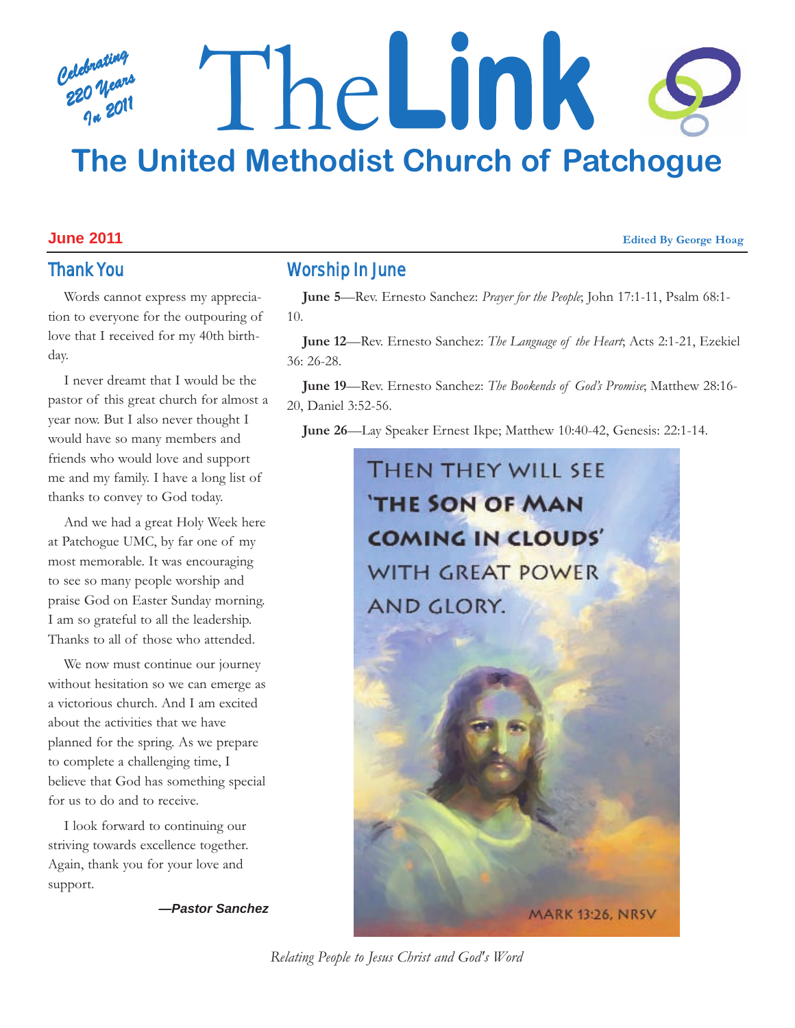Celebrating 220 Years In 2011

# The Link

## The United Methodist Church of Patchogue

**June 2011**

**Edited By George Hoag**

## Thank You

Words cannot express my appreciation to everyone for the outpouring of love that I received for my 40th birthday.

I never dreamt that I would be the pastor of this great church for almost a year now. But I also never thought I would have so many members and friends who would love and support me and my family. I have a long list of thanks to convey to God today.

And we had a great Holy Week here at Patchogue UMC, by far one of my most memorable. It was encouraging to see so many people worship and praise God on Easter Sunday morning. I am so grateful to all the leadership. Thanks to all of those who attended.

We now must continue our journey without hesitation so we can emerge as a victorious church. And I am excited about the activities that we have planned for the spring. As we prepare to complete a challenging time, I believe that God has something special for us to do and to receive.

I look forward to continuing our striving towards excellence together. Again, thank you for your love and support.

***—Pastor Sanchez***

## Worship In June

**June 5**—Rev. Ernesto Sanchez: *Prayer for the People*; John 17:1-11, Psalm 68:1-10.

**June 12**—Rev. Ernesto Sanchez: *The Language of the Heart*; Acts 2:1-21, Ezekiel 36: 26-28.

**June 19**—Rev. Ernesto Sanchez: *The Bookends of God's Promise*; Matthew 28:16-20, Daniel 3:52-56.

**June 26**—Lay Speaker Ernest Ikpe; Matthew 10:40-42, Genesis: 22:1-14.

THEN THEY WILL SEE **'THE SON OF MAN COMING IN CLOUDS'** WITH GREAT POWER AND GLORY.

MARK 13:26, NRSV

*Relating People to Jesus Christ and God's Word*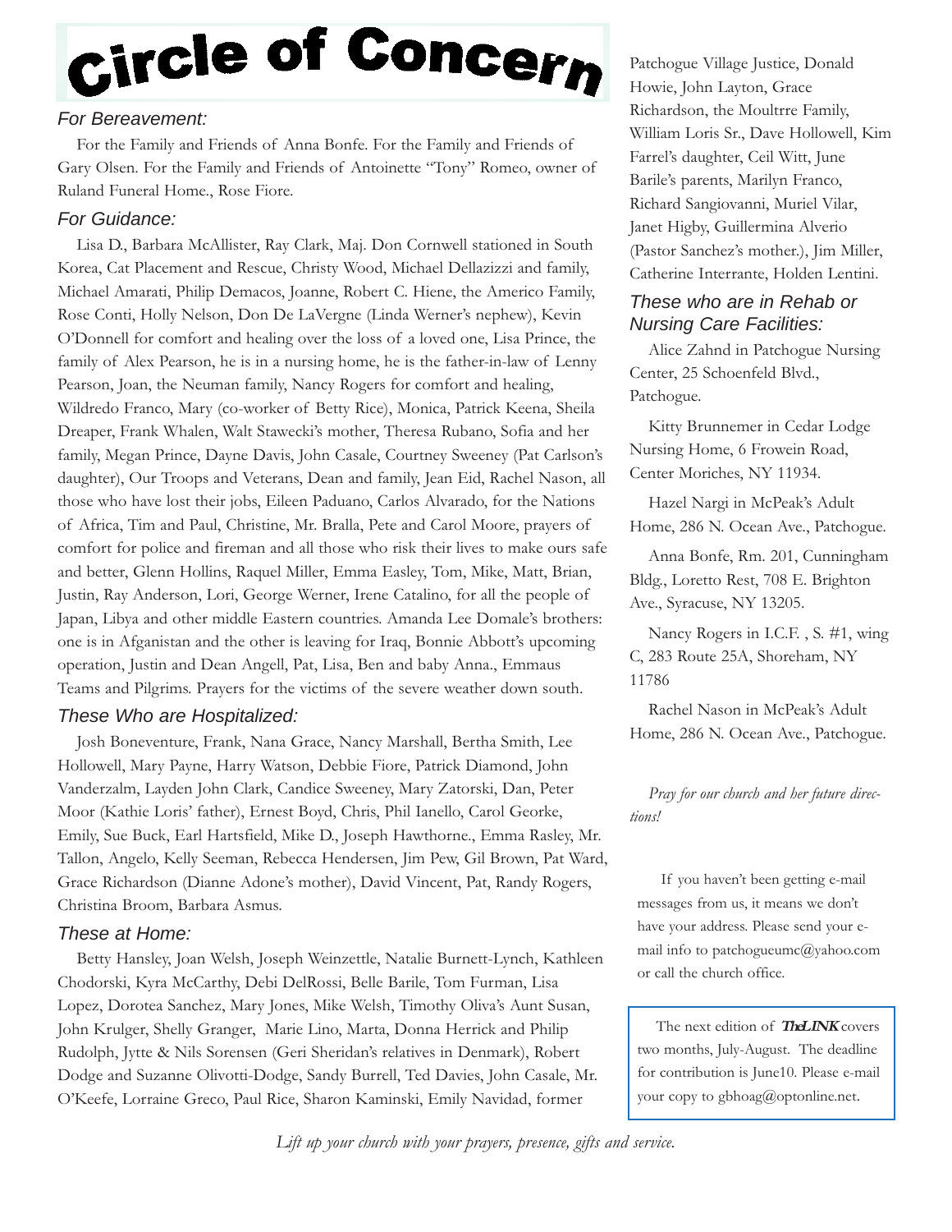# Circle of Concern

### *For Bereavement:*

For the Family and Friends of Anna Bonfe. For the Family and Friends of Gary Olsen. For the Family and Friends of Antoinette "Tony" Romeo, owner of Ruland Funeral Home., Rose Fiore.

### *For Guidance:*

Lisa D., Barbara McAllister, Ray Clark, Maj. Don Cornwell stationed in South Korea, Cat Placement and Rescue, Christy Wood, Michael Dellazizzi and family, Michael Amarati, Philip Demacos, Joanne, Robert C. Hiene, the Americo Family, Rose Conti, Holly Nelson, Don De LaVergne (Linda Werner's nephew), Kevin O'Donnell for comfort and healing over the loss of a loved one, Lisa Prince, the family of Alex Pearson, he is in a nursing home, he is the father-in-law of Lenny Pearson, Joan, the Neuman family, Nancy Rogers for comfort and healing, Wildredo Franco, Mary (co-worker of Betty Rice), Monica, Patrick Keena, Sheila Dreaper, Frank Whalen, Walt Stawecki's mother, Theresa Rubano, Sofia and her family, Megan Prince, Dayne Davis, John Casale, Courtney Sweeney (Pat Carlson's daughter), Our Troops and Veterans, Dean and family, Jean Eid, Rachel Nason, all those who have lost their jobs, Eileen Paduano, Carlos Alvarado, for the Nations of Africa, Tim and Paul, Christine, Mr. Bralla, Pete and Carol Moore, prayers of comfort for police and fireman and all those who risk their lives to make ours safe and better, Glenn Hollins, Raquel Miller, Emma Easley, Tom, Mike, Matt, Brian, Justin, Ray Anderson, Lori, George Werner, Irene Catalino, for all the people of Japan, Libya and other middle Eastern countries. Amanda Lee Domale's brothers: one is in Afganistan and the other is leaving for Iraq, Bonnie Abbott's upcoming operation, Justin and Dean Angell, Pat, Lisa, Ben and baby Anna., Emmaus Teams and Pilgrims. Prayers for the victims of the severe weather down south.

### *These Who are Hospitalized:*

Josh Boneventure, Frank, Nana Grace, Nancy Marshall, Bertha Smith, Lee Hollowell, Mary Payne, Harry Watson, Debbie Fiore, Patrick Diamond, John Vanderzalm, Layden John Clark, Candice Sweeney, Mary Zatorski, Dan, Peter Moor (Kathie Loris' father), Ernest Boyd, Chris, Phil Ianello, Carol Georke, Emily, Sue Buck, Earl Hartsfield, Mike D., Joseph Hawthorne., Emma Rasley, Mr. Tallon, Angelo, Kelly Seeman, Rebecca Hendersen, Jim Pew, Gil Brown, Pat Ward, Grace Richardson (Dianne Adone's mother), David Vincent, Pat, Randy Rogers, Christina Broom, Barbara Asmus.

### *These at Home:*

Betty Hansley, Joan Welsh, Joseph Weinzettle, Natalie Burnett-Lynch, Kathleen Chodorski, Kyra McCarthy, Debi DelRossi, Belle Barile, Tom Furman, Lisa Lopez, Dorotea Sanchez, Mary Jones, Mike Welsh, Timothy Oliva's Aunt Susan, John Krulger, Shelly Granger, Marie Lino, Marta, Donna Herrick and Philip Rudolph, Jytte & Nils Sorensen (Geri Sheridan's relatives in Denmark), Robert Dodge and Suzanne Olivotti-Dodge, Sandy Burrell, Ted Davies, John Casale, Mr. O'Keefe, Lorraine Greco, Paul Rice, Sharon Kaminski, Emily Navidad, former Patchogue Village Justice, Donald Howie, John Layton, Grace Richardson, the Moultrre Family, William Loris Sr., Dave Hollowell, Kim Farrel's daughter, Ceil Witt, June Barile's parents, Marilyn Franco, Richard Sangiovanni, Muriel Vilar, Janet Higby, Guillermina Alverio (Pastor Sanchez's mother.), Jim Miller, Catherine Interrante, Holden Lentini.

### *These who are in Rehab or Nursing Care Facilities:*

Alice Zahnd in Patchogue Nursing Center, 25 Schoenfeld Blvd., Patchogue.

Kitty Brunnemer in Cedar Lodge Nursing Home, 6 Frowein Road, Center Moriches, NY 11934.

Hazel Nargi in McPeak's Adult Home, 286 N. Ocean Ave., Patchogue.

Anna Bonfe, Rm. 201, Cunningham Bldg., Loretto Rest, 708 E. Brighton Ave., Syracuse, NY 13205.

Nancy Rogers in I.C.F. , S. #1, wing C, 283 Route 25A, Shoreham, NY 11786

Rachel Nason in McPeak's Adult Home, 286 N. Ocean Ave., Patchogue.

*Pray for our church and her future directions!*

If you haven't been getting e-mail messages from us, it means we don't have your address. Please send your e-mail info to patchogueumc@yahoo.com or call the church office.

The next edition of ***TheLINK*** covers two months, July-August. The deadline for contribution is June10. Please e-mail your copy to gbhoag@optonline.net.

*Lift up your church with your prayers, presence, gifts and service.*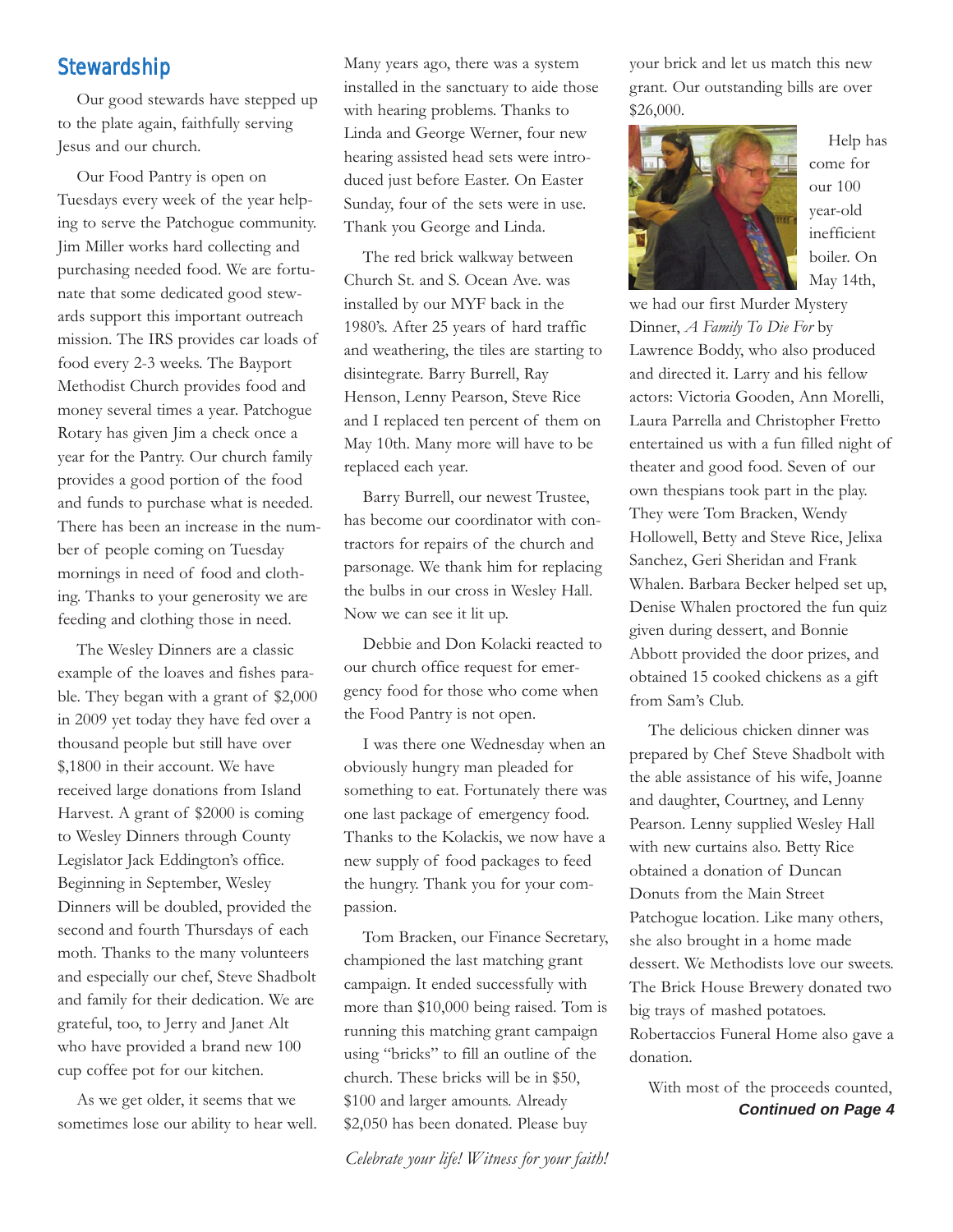## Stewardship

Our good stewards have stepped up to the plate again, faithfully serving Jesus and our church.

Our Food Pantry is open on Tuesdays every week of the year helping to serve the Patchogue community. Jim Miller works hard collecting and purchasing needed food. We are fortunate that some dedicated good stewards support this important outreach mission. The IRS provides car loads of food every 2-3 weeks. The Bayport Methodist Church provides food and money several times a year. Patchogue Rotary has given Jim a check once a year for the Pantry. Our church family provides a good portion of the food and funds to purchase what is needed. There has been an increase in the number of people coming on Tuesday mornings in need of food and clothing. Thanks to your generosity we are feeding and clothing those in need.

The Wesley Dinners are a classic example of the loaves and fishes parable. They began with a grant of $2,000 in 2009 yet today they have fed over a thousand people but still have over $,1800 in their account. We have received large donations from Island Harvest. A grant of $2000 is coming to Wesley Dinners through County Legislator Jack Eddington's office. Beginning in September, Wesley Dinners will be doubled, provided the second and fourth Thursdays of each moth. Thanks to the many volunteers and especially our chef, Steve Shadbolt and family for their dedication. We are grateful, too, to Jerry and Janet Alt who have provided a brand new 100 cup coffee pot for our kitchen.

As we get older, it seems that we sometimes lose our ability to hear well. Many years ago, there was a system installed in the sanctuary to aide those with hearing problems. Thanks to Linda and George Werner, four new hearing assisted head sets were introduced just before Easter. On Easter Sunday, four of the sets were in use. Thank you George and Linda.

The red brick walkway between Church St. and S. Ocean Ave. was installed by our MYF back in the 1980's. After 25 years of hard traffic and weathering, the tiles are starting to disintegrate. Barry Burrell, Ray Henson, Lenny Pearson, Steve Rice and I replaced ten percent of them on May 10th. Many more will have to be replaced each year.

Barry Burrell, our newest Trustee, has become our coordinator with contractors for repairs of the church and parsonage. We thank him for replacing the bulbs in our cross in Wesley Hall. Now we can see it lit up.

Debbie and Don Kolacki reacted to our church office request for emergency food for those who come when the Food Pantry is not open.

I was there one Wednesday when an obviously hungry man pleaded for something to eat. Fortunately there was one last package of emergency food. Thanks to the Kolackis, we now have a new supply of food packages to feed the hungry. Thank you for your compassion.

Tom Bracken, our Finance Secretary, championed the last matching grant campaign. It ended successfully with more than $10,000 being raised. Tom is running this matching grant campaign using "bricks" to fill an outline of the church. These bricks will be in $50, $100 and larger amounts. Already $2,050 has been donated. Please buy your brick and let us match this new grant. Our outstanding bills are over $26,000.

Help has come for our 100 year-old inefficient boiler. On May 14th, we had our first Murder Mystery Dinner, *A Family To Die For* by Lawrence Boddy, who also produced and directed it. Larry and his fellow actors: Victoria Gooden, Ann Morelli, Laura Parrella and Christopher Fretto entertained us with a fun filled night of theater and good food. Seven of our own thespians took part in the play. They were Tom Bracken, Wendy Hollowell, Betty and Steve Rice, Jelixa Sanchez, Geri Sheridan and Frank Whalen. Barbara Becker helped set up, Denise Whalen proctored the fun quiz given during dessert, and Bonnie Abbott provided the door prizes, and obtained 15 cooked chickens as a gift from Sam's Club.

The delicious chicken dinner was prepared by Chef Steve Shadbolt with the able assistance of his wife, Joanne and daughter, Courtney, and Lenny Pearson. Lenny supplied Wesley Hall with new curtains also. Betty Rice obtained a donation of Duncan Donuts from the Main Street Patchogue location. Like many others, she also brought in a home made dessert. We Methodists love our sweets. The Brick House Brewery donated two big trays of mashed potatoes. Robertaccios Funeral Home also gave a donation.

With most of the proceeds counted,

***Continued on Page 4***

*Celebrate your life! Witness for your faith!*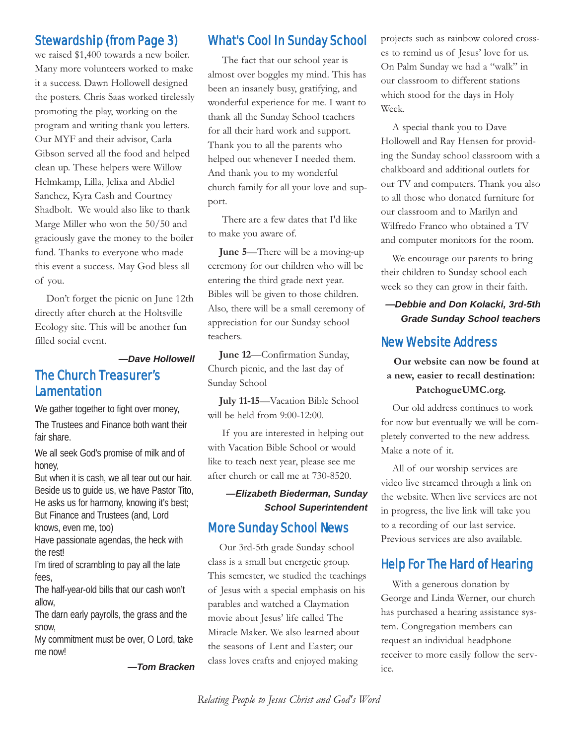## Stewardship (from Page 3)

we raised $1,400 towards a new boiler. Many more volunteers worked to make it a success. Dawn Hollowell designed the posters. Chris Saas worked tirelessly promoting the play, working on the program and writing thank you letters. Our MYF and their advisor, Carla Gibson served all the food and helped clean up. These helpers were Willow Helmkamp, Lilla, Jelixa and Abdiel Sanchez, Kyra Cash and Courtney Shadbolt. We would also like to thank Marge Miller who won the 50/50 and graciously gave the money to the boiler fund. Thanks to everyone who made this event a success. May God bless all of you.

Don't forget the picnic on June 12th directly after church at the Holtsville Ecology site. This will be another fun filled social event.

***—Dave Hollowell***

## The Church Treasurer's Lamentation

We gather together to fight over money,

The Trustees and Finance both want their fair share.

We all seek God's promise of milk and of honey,

But when it is cash, we all tear out our hair.
Beside us to guide us, we have Pastor Tito,
He asks us for harmony, knowing it's best;
But Finance and Trustees (and, Lord knows, even me, too)
Have passionate agendas, the heck with the rest!
I'm tired of scrambling to pay all the late fees,
The half-year-old bills that our cash won't allow,
The darn early payrolls, the grass and the snow,
My commitment must be over, O Lord, take me now!

***—Tom Bracken***

## What's Cool In Sunday School

The fact that our school year is almost over boggles my mind. This has been an insanely busy, gratifying, and wonderful experience for me. I want to thank all the Sunday School teachers for all their hard work and support. Thank you to all the parents who helped out whenever I needed them. And thank you to my wonderful church family for all your love and support.

There are a few dates that I'd like to make you aware of.

**June 5**—There will be a moving-up ceremony for our children who will be entering the third grade next year. Bibles will be given to those children. Also, there will be a small ceremony of appreciation for our Sunday school teachers.

**June 12**—Confirmation Sunday, Church picnic, and the last day of Sunday School

**July 11-15**—Vacation Bible School will be held from 9:00-12:00.

If you are interested in helping out with Vacation Bible School or would like to teach next year, please see me after church or call me at 730-8520.

***—Elizabeth Biederman, Sunday School Superintendent***

## More Sunday School News

Our 3rd-5th grade Sunday school class is a small but energetic group. This semester, we studied the teachings of Jesus with a special emphasis on his parables and watched a Claymation movie about Jesus' life called The Miracle Maker. We also learned about the seasons of Lent and Easter; our class loves crafts and enjoyed making projects such as rainbow colored crosses to remind us of Jesus' love for us. On Palm Sunday we had a "walk" in our classroom to different stations which stood for the days in Holy Week.

A special thank you to Dave Hollowell and Ray Hensen for providing the Sunday school classroom with a chalkboard and additional outlets for our TV and computers. Thank you also to all those who donated furniture for our classroom and to Marilyn and Wilfredo Franco who obtained a TV and computer monitors for the room.

We encourage our parents to bring their children to Sunday school each week so they can grow in their faith.

***—Debbie and Don Kolacki, 3rd-5th Grade Sunday School teachers***

## New Website Address

**Our website can now be found at a new, easier to recall destination: PatchogueUMC.org.**

Our old address continues to work for now but eventually we will be completely converted to the new address. Make a note of it.

All of our worship services are video live streamed through a link on the website. When live services are not in progress, the live link will take you to a recording of our last service. Previous services are also available.

## Help For The Hard of Hearing

With a generous donation by George and Linda Werner, our church has purchased a hearing assistance system. Congregation members can request an individual headphone receiver to more easily follow the service.

*Relating People to Jesus Christ and God's Word*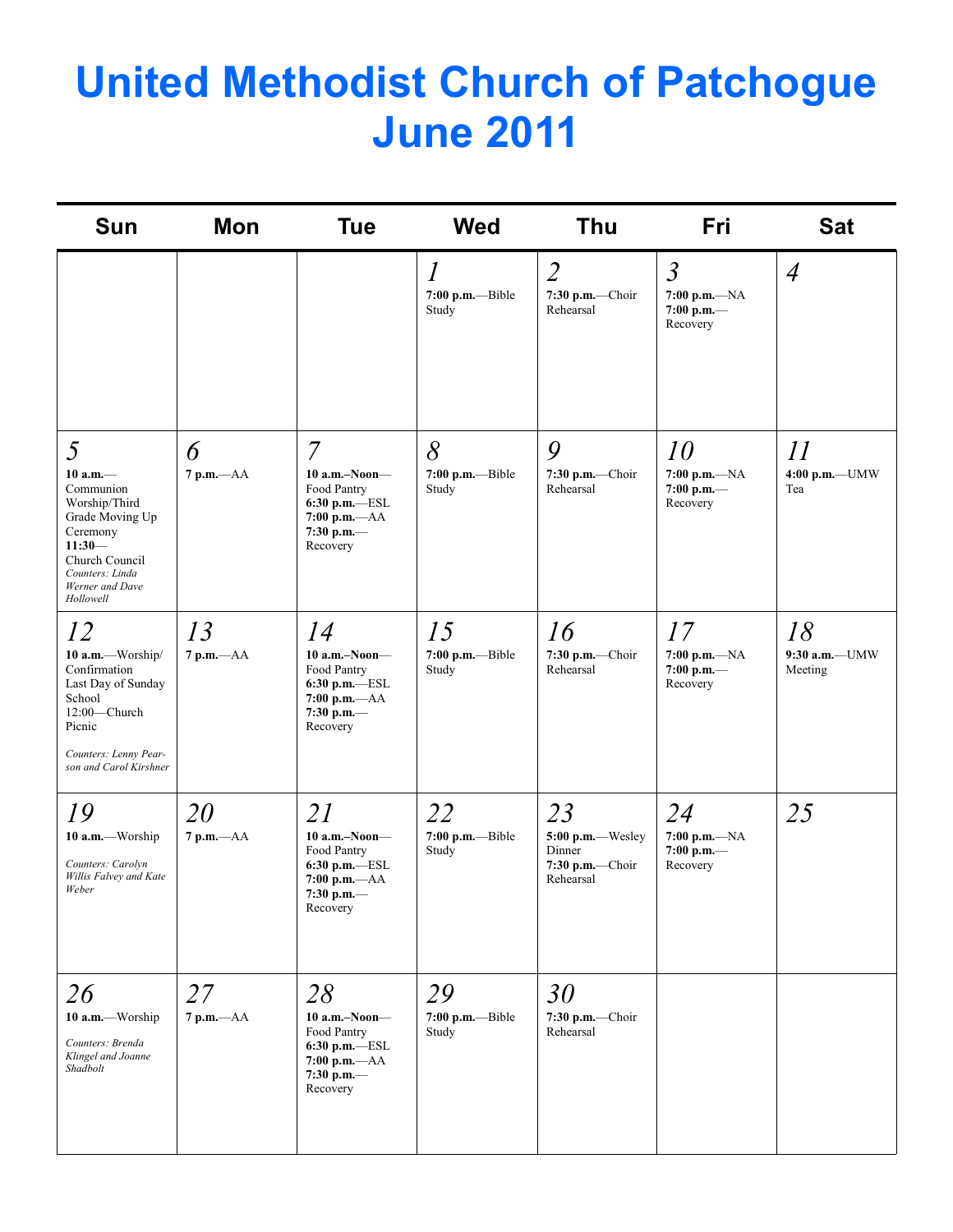# United Methodist Church of Patchogue June 2011

| Sun | Mon | Tue | Wed | Thu | Fri | Sat |
|---|---|---|---|---|---|---|
| | | | *1* **7:00 p.m.**—Bible Study | *2* **7:30 p.m.**—Choir Rehearsal | *3* **7:00 p.m.**—NA **7:00 p.m.**—Recovery | *4* |
| *5* **10 a.m.**—Communion Worship/Third Grade Moving Up Ceremony **11:30**—Church Council *Counters: Linda Werner and Dave Hollowell* | *6* **7 p.m.**—AA | *7* **10 a.m.–Noon**—Food Pantry **6:30 p.m.**—ESL **7:00 p.m.**—AA **7:30 p.m.**—Recovery | *8* **7:00 p.m.**—Bible Study | *9* **7:30 p.m.**—Choir Rehearsal | *10* **7:00 p.m.**—NA **7:00 p.m.**—Recovery | *11* **4:00 p.m.**—UMW Tea |
| *12* **10 a.m.**—Worship/ Confirmation Last Day of Sunday School 12:00—Church Picnic *Counters: Lenny Pearson and Carol Kirshner* | *13* **7 p.m.**—AA | *14* **10 a.m.–Noon**—Food Pantry **6:30 p.m.**—ESL **7:00 p.m.**—AA **7:30 p.m.**—Recovery | *15* **7:00 p.m.**—Bible Study | *16* **7:30 p.m.**—Choir Rehearsal | *17* **7:00 p.m.**—NA **7:00 p.m.**—Recovery | *18* **9:30 a.m.**—UMW Meeting |
| *19* **10 a.m.**—Worship *Counters: Carolyn Willis Falvey and Kate Weber* | *20* **7 p.m.**—AA | *21* **10 a.m.–Noon**—Food Pantry **6:30 p.m.**—ESL **7:00 p.m.**—AA **7:30 p.m.**—Recovery | *22* **7:00 p.m.**—Bible Study | *23* **5:00 p.m.**—Wesley Dinner **7:30 p.m.**—Choir Rehearsal | *24* **7:00 p.m.**—NA **7:00 p.m.**—Recovery | *25* |
| *26* **10 a.m.**—Worship *Counters: Brenda Klingel and Joanne Shadbolt* | *27* **7 p.m.**—AA | *28* **10 a.m.–Noon**—Food Pantry **6:30 p.m.**—ESL **7:00 p.m.**—AA **7:30 p.m.**—Recovery | *29* **7:00 p.m.**—Bible Study | *30* **7:30 p.m.**—Choir Rehearsal | | |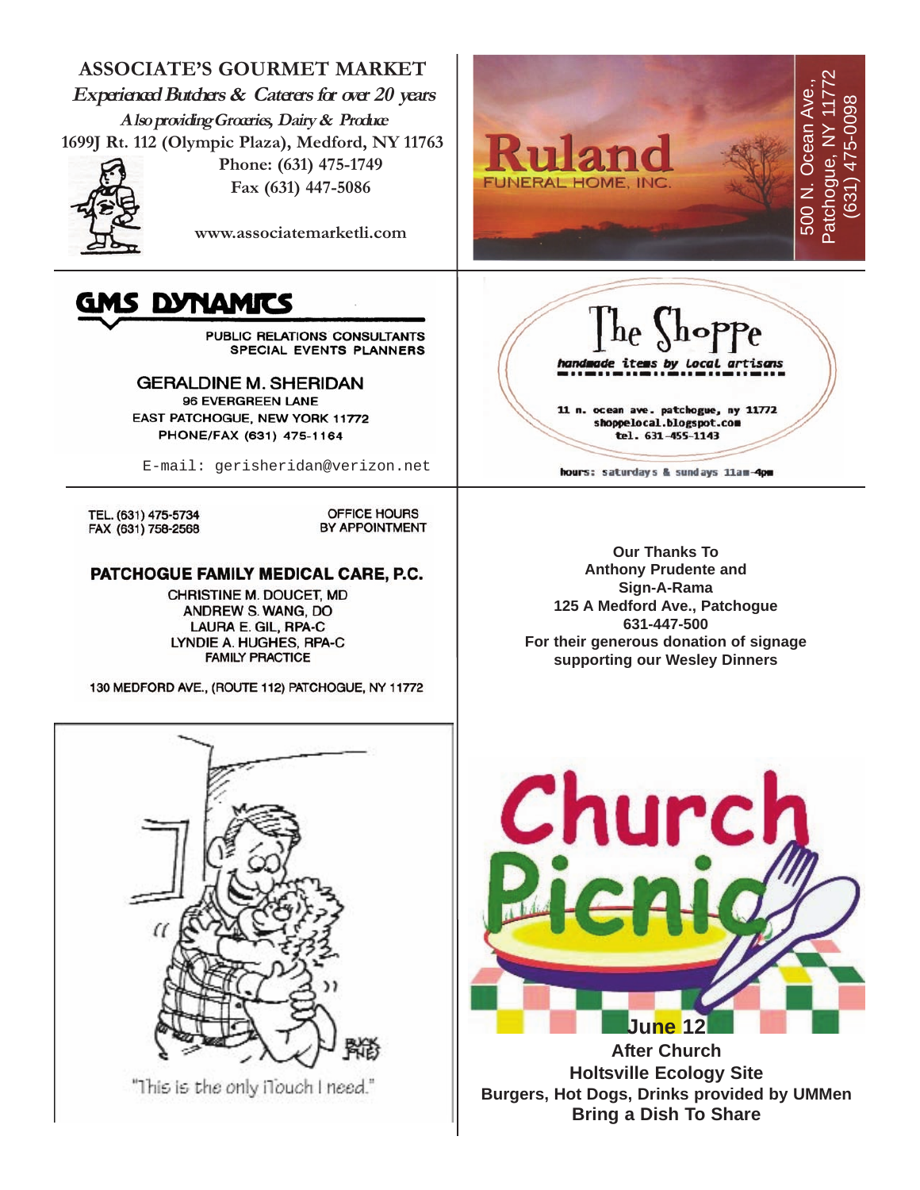**ASSOCIATE'S GOURMET MARKET**

*Experienced Butchers & Caterers for over 20 years*

*Also providing Groceries, Dairy & Produce*

1699J Rt. 112 (Olympic Plaza), Medford, NY 11763

Phone: (631) 475-1749

Fax (631) 447-5086

www.associatemarketli.com

---

**Ruland**
FUNERAL HOME, INC.

500 N. Ocean Ave.,
Patchogue, NY 11772
(631) 475-0098

---

**GMS DYNAMICS**

PUBLIC RELATIONS CONSULTANTS
SPECIAL EVENTS PLANNERS

GERALDINE M. SHERIDAN
96 EVERGREEN LANE
EAST PATCHOGUE, NEW YORK 11772
PHONE/FAX (631) 475-1164

E-mail: gerisheridan@verizon.net

---

**The Shoppe**

*handmade items by local artisans*

11 n. ocean ave. patchogue, ny 11772
shoppelocal.blogspot.com
tel. 631-455-1143

hours: saturdays & sundays 11am-4pm

---

TEL. (631) 475-5734
FAX (631) 758-2568

OFFICE HOURS
BY APPOINTMENT

**PATCHOGUE FAMILY MEDICAL CARE, P.C.**

CHRISTINE M. DOUCET, MD
ANDREW S. WANG, DO
LAURA E. GIL, RPA-C
LYNDIE A. HUGHES, RPA-C
FAMILY PRACTICE

130 MEDFORD AVE., (ROUTE 112) PATCHOGUE, NY 11772

---

**Our Thanks To**
**Anthony Prudente and**
**Sign-A-Rama**
**125 A Medford Ave., Patchogue**
**631-447-500**
**For their generous donation of signage supporting our Wesley Dinners**

---

"This is the only iTouch I need."

---

**Church Picnic**

**June 12**

**After Church**

**Holtsville Ecology Site**

**Burgers, Hot Dogs, Drinks provided by UMMen**

**Bring a Dish To Share**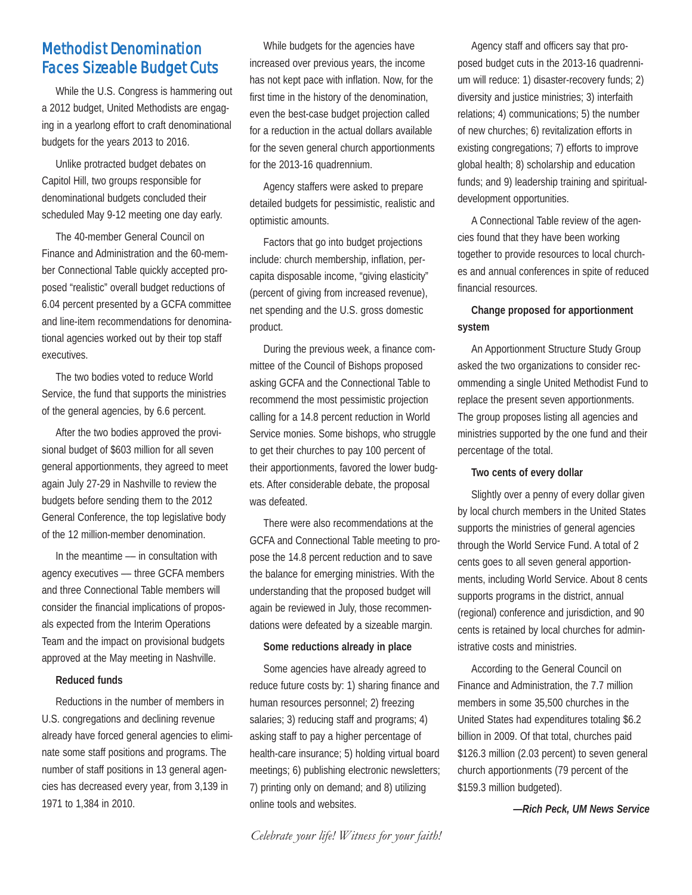## Methodist Denomination Faces Sizeable Budget Cuts

While the U.S. Congress is hammering out a 2012 budget, United Methodists are engaging in a yearlong effort to craft denominational budgets for the years 2013 to 2016.

Unlike protracted budget debates on Capitol Hill, two groups responsible for denominational budgets concluded their scheduled May 9-12 meeting one day early.

The 40-member General Council on Finance and Administration and the 60-member Connectional Table quickly accepted proposed "realistic" overall budget reductions of 6.04 percent presented by a GCFA committee and line-item recommendations for denominational agencies worked out by their top staff executives.

The two bodies voted to reduce World Service, the fund that supports the ministries of the general agencies, by 6.6 percent.

After the two bodies approved the provisional budget of $603 million for all seven general apportionments, they agreed to meet again July 27-29 in Nashville to review the budgets before sending them to the 2012 General Conference, the top legislative body of the 12 million-member denomination.

In the meantime — in consultation with agency executives — three GCFA members and three Connectional Table members will consider the financial implications of proposals expected from the Interim Operations Team and the impact on provisional budgets approved at the May meeting in Nashville.

**Reduced funds**

Reductions in the number of members in U.S. congregations and declining revenue already have forced general agencies to eliminate some staff positions and programs. The number of staff positions in 13 general agencies has decreased every year, from 3,139 in 1971 to 1,384 in 2010.

While budgets for the agencies have increased over previous years, the income has not kept pace with inflation. Now, for the first time in the history of the denomination, even the best-case budget projection called for a reduction in the actual dollars available for the seven general church apportionments for the 2013-16 quadrennium.

Agency staffers were asked to prepare detailed budgets for pessimistic, realistic and optimistic amounts.

Factors that go into budget projections include: church membership, inflation, per-capita disposable income, "giving elasticity" (percent of giving from increased revenue), net spending and the U.S. gross domestic product.

During the previous week, a finance committee of the Council of Bishops proposed asking GCFA and the Connectional Table to recommend the most pessimistic projection calling for a 14.8 percent reduction in World Service monies. Some bishops, who struggle to get their churches to pay 100 percent of their apportionments, favored the lower budgets. After considerable debate, the proposal was defeated.

There were also recommendations at the GCFA and Connectional Table meeting to propose the 14.8 percent reduction and to save the balance for emerging ministries. With the understanding that the proposed budget will again be reviewed in July, those recommendations were defeated by a sizeable margin.

**Some reductions already in place**

Some agencies have already agreed to reduce future costs by: 1) sharing finance and human resources personnel; 2) freezing salaries; 3) reducing staff and programs; 4) asking staff to pay a higher percentage of health-care insurance; 5) holding virtual board meetings; 6) publishing electronic newsletters; 7) printing only on demand; and 8) utilizing online tools and websites.

Agency staff and officers say that proposed budget cuts in the 2013-16 quadrennium will reduce: 1) disaster-recovery funds; 2) diversity and justice ministries; 3) interfaith relations; 4) communications; 5) the number of new churches; 6) revitalization efforts in existing congregations; 7) efforts to improve global health; 8) scholarship and education funds; and 9) leadership training and spiritual-development opportunities.

A Connectional Table review of the agencies found that they have been working together to provide resources to local churches and annual conferences in spite of reduced financial resources.

**Change proposed for apportionment system**

An Apportionment Structure Study Group asked the two organizations to consider recommending a single United Methodist Fund to replace the present seven apportionments. The group proposes listing all agencies and ministries supported by the one fund and their percentage of the total.

**Two cents of every dollar**

Slightly over a penny of every dollar given by local church members in the United States supports the ministries of general agencies through the World Service Fund. A total of 2 cents goes to all seven general apportionments, including World Service. About 8 cents supports programs in the district, annual (regional) conference and jurisdiction, and 90 cents is retained by local churches for administrative costs and ministries.

According to the General Council on Finance and Administration, the 7.7 million members in some 35,500 churches in the United States had expenditures totaling $6.2 billion in 2009. Of that total, churches paid $126.3 million (2.03 percent) to seven general church apportionments (79 percent of the $159.3 million budgeted).

***—Rich Peck, UM News Service***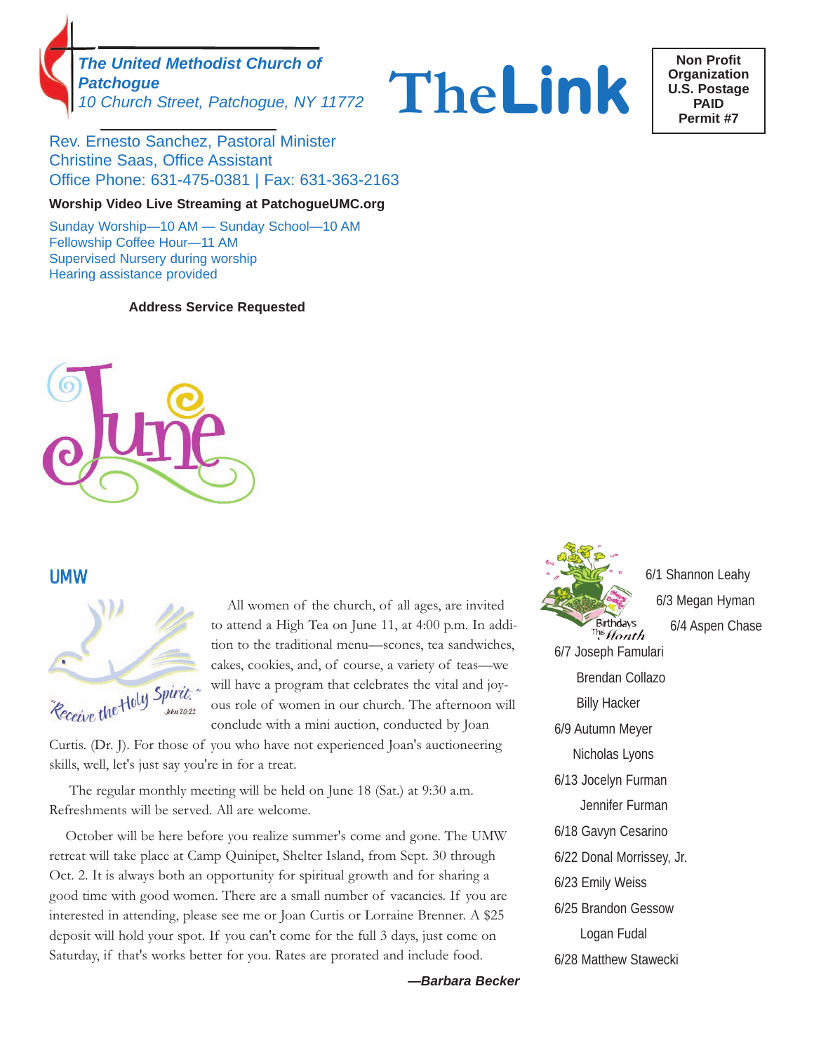The United Methodist Church of Patchogue
10 Church Street, Patchogue, NY 11772

# TheLink

**Non Profit Organization U.S. Postage PAID Permit #7**

Rev. Ernesto Sanchez, Pastoral Minister
Christine Saas, Office Assistant
Office Phone: 631-475-0381 | Fax: 631-363-2163

**Worship Video Live Streaming at PatchogueUMC.org**

Sunday Worship—10 AM — Sunday School—10 AM
Fellowship Coffee Hour—11 AM
Supervised Nursery during worship
Hearing assistance provided

**Address Service Requested**

# June

## UMW

"Receive the Holy Spirit." John 20:22

All women of the church, of all ages, are invited to attend a High Tea on June 11, at 4:00 p.m. In addition to the traditional menu—scones, tea sandwiches, cakes, cookies, and, of course, a variety of teas—we will have a program that celebrates the vital and joyous role of women in our church. The afternoon will conclude with a mini auction, conducted by Joan Curtis. (Dr. J). For those of you who have not experienced Joan's auctioneering skills, well, let's just say you're in for a treat.

The regular monthly meeting will be held on June 18 (Sat.) at 9:30 a.m. Refreshments will be served. All are welcome.

October will be here before you realize summer's come and gone. The UMW retreat will take place at Camp Quinipet, Shelter Island, from Sept. 30 through Oct. 2. It is always both an opportunity for spiritual growth and for sharing a good time with good women. There are a small number of vacancies. If you are interested in attending, please see me or Joan Curtis or Lorraine Brenner. A $25 deposit will hold your spot. If you can't come for the full 3 days, just come on Saturday, if that's works better for you. Rates are prorated and include food.

***—Barbara Becker***

## Birthdays This Month

6/1 Shannon Leahy
6/3 Megan Hyman
6/4 Aspen Chase
6/7 Joseph Famulari
Brendan Collazo
Billy Hacker
6/9 Autumn Meyer
Nicholas Lyons
6/13 Jocelyn Furman
Jennifer Furman
6/18 Gavyn Cesarino
6/22 Donal Morrissey, Jr.
6/23 Emily Weiss
6/25 Brandon Gessow
Logan Fudal
6/28 Matthew Stawecki